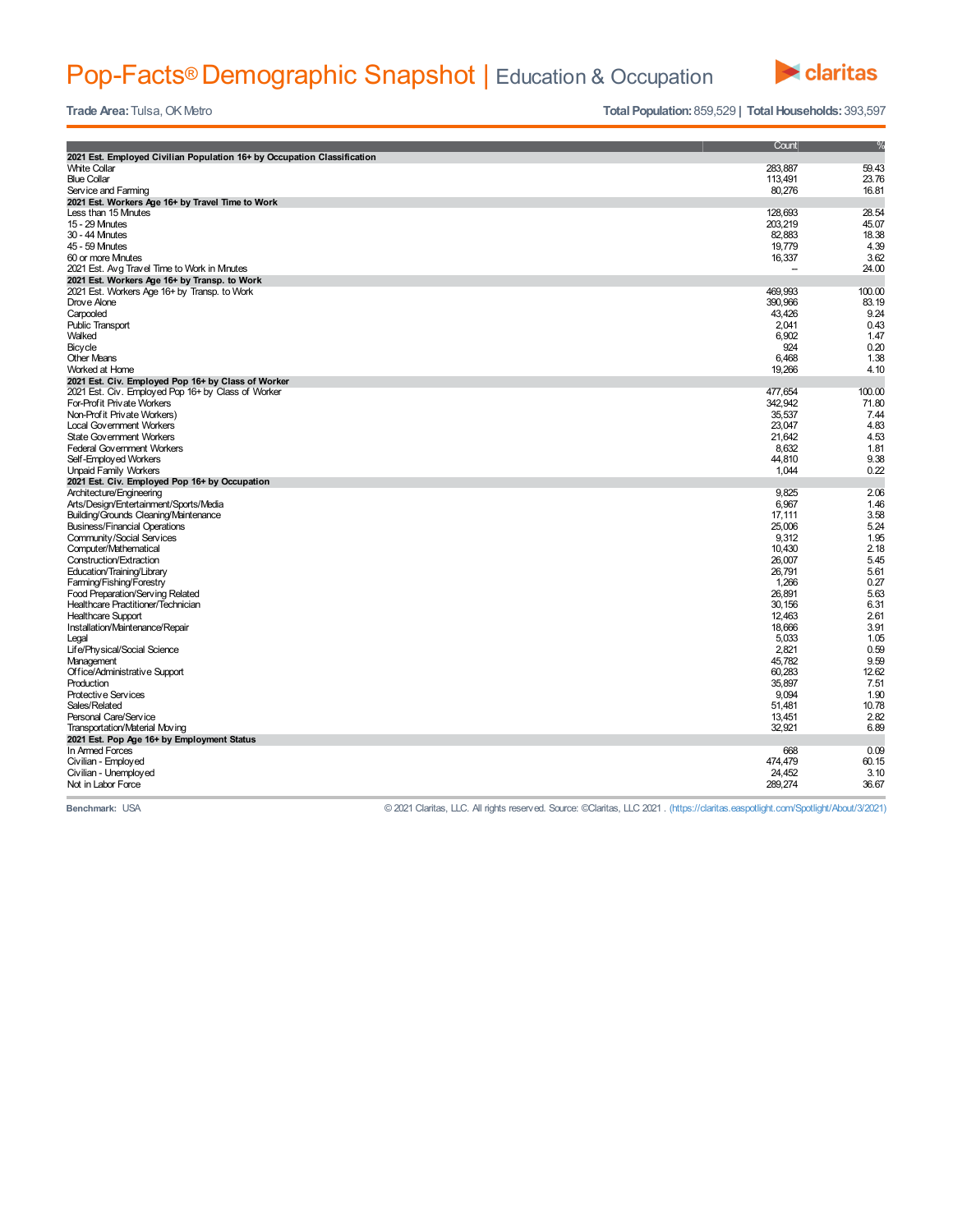# Pop-Facts® Demographic Snapshot | Education & Occupation

**Trade Area:** Tulsa, OK Metro

**Total Population:** 859,529 | **Total Households:** 393,597

| | Count | % |
|---|---|---|
| **2021 Est. Employed Civilian Population 16+ by Occupation Classification** | | |
| White Collar | 283,887 | 59.43 |
| Blue Collar | 113,491 | 23.76 |
| Service and Farming | 80,276 | 16.81 |
| **2021 Est. Workers Age 16+ by Travel Time to Work** | | |
| Less than 15 Minutes | 128,693 | 28.54 |
| 15 - 29 Minutes | 203,219 | 45.07 |
| 30 - 44 Minutes | 82,883 | 18.38 |
| 45 - 59 Minutes | 19,779 | 4.39 |
| 60 or more Minutes | 16,337 | 3.62 |
| 2021 Est. Avg Travel Time to Work in Minutes | -- | 24.00 |
| **2021 Est. Workers Age 16+ by Transp. to Work** | | |
| 2021 Est. Workers Age 16+ by Transp. to Work | 469,993 | 100.00 |
| Drove Alone | 390,966 | 83.19 |
| Carpooled | 43,426 | 9.24 |
| Public Transport | 2,041 | 0.43 |
| Walked | 6,902 | 1.47 |
| Bicycle | 924 | 0.20 |
| Other Means | 6,468 | 1.38 |
| Worked at Home | 19,266 | 4.10 |
| **2021 Est. Civ. Employed Pop 16+ by Class of Worker** | | |
| 2021 Est. Civ. Employed Pop 16+ by Class of Worker | 477,654 | 100.00 |
| For-Profit Private Workers | 342,942 | 71.80 |
| Non-Profit Private Workers) | 35,537 | 7.44 |
| Local Government Workers | 23,047 | 4.83 |
| State Government Workers | 21,642 | 4.53 |
| Federal Government Workers | 8,632 | 1.81 |
| Self-Employed Workers | 44,810 | 9.38 |
| Unpaid Family Workers | 1,044 | 0.22 |
| **2021 Est. Civ. Employed Pop 16+ by Occupation** | | |
| Architecture/Engineering | 9,825 | 2.06 |
| Arts/Design/Entertainment/Sports/Media | 6,967 | 1.46 |
| Building/Grounds Cleaning/Maintenance | 17,111 | 3.58 |
| Business/Financial Operations | 25,006 | 5.24 |
| Community/Social Services | 9,312 | 1.95 |
| Computer/Mathematical | 10,430 | 2.18 |
| Construction/Extraction | 26,007 | 5.45 |
| Education/Training/Library | 26,791 | 5.61 |
| Farming/Fishing/Forestry | 1,266 | 0.27 |
| Food Preparation/Serving Related | 26,891 | 5.63 |
| Healthcare Practitioner/Technician | 30,156 | 6.31 |
| Healthcare Support | 12,463 | 2.61 |
| Installation/Maintenance/Repair | 18,666 | 3.91 |
| Legal | 5,033 | 1.05 |
| Life/Physical/Social Science | 2,821 | 0.59 |
| Management | 45,782 | 9.59 |
| Office/Administrative Support | 60,283 | 12.62 |
| Production | 35,897 | 7.51 |
| Protective Services | 9,094 | 1.90 |
| Sales/Related | 51,481 | 10.78 |
| Personal Care/Service | 13,451 | 2.82 |
| Transportation/Material Moving | 32,921 | 6.89 |
| **2021 Est. Pop Age 16+ by Employment Status** | | |
| In Armed Forces | 668 | 0.09 |
| Civilian - Employed | 474,479 | 60.15 |
| Civilian - Unemployed | 24,452 | 3.10 |
| Not in Labor Force | 289,274 | 36.67 |

**Benchmark:** USA

© 2021 Claritas, LLC. All rights reserved. Source: ©Claritas, LLC 2021 . (https://claritas.easpotlight.com/Spotlight/About/3/2021)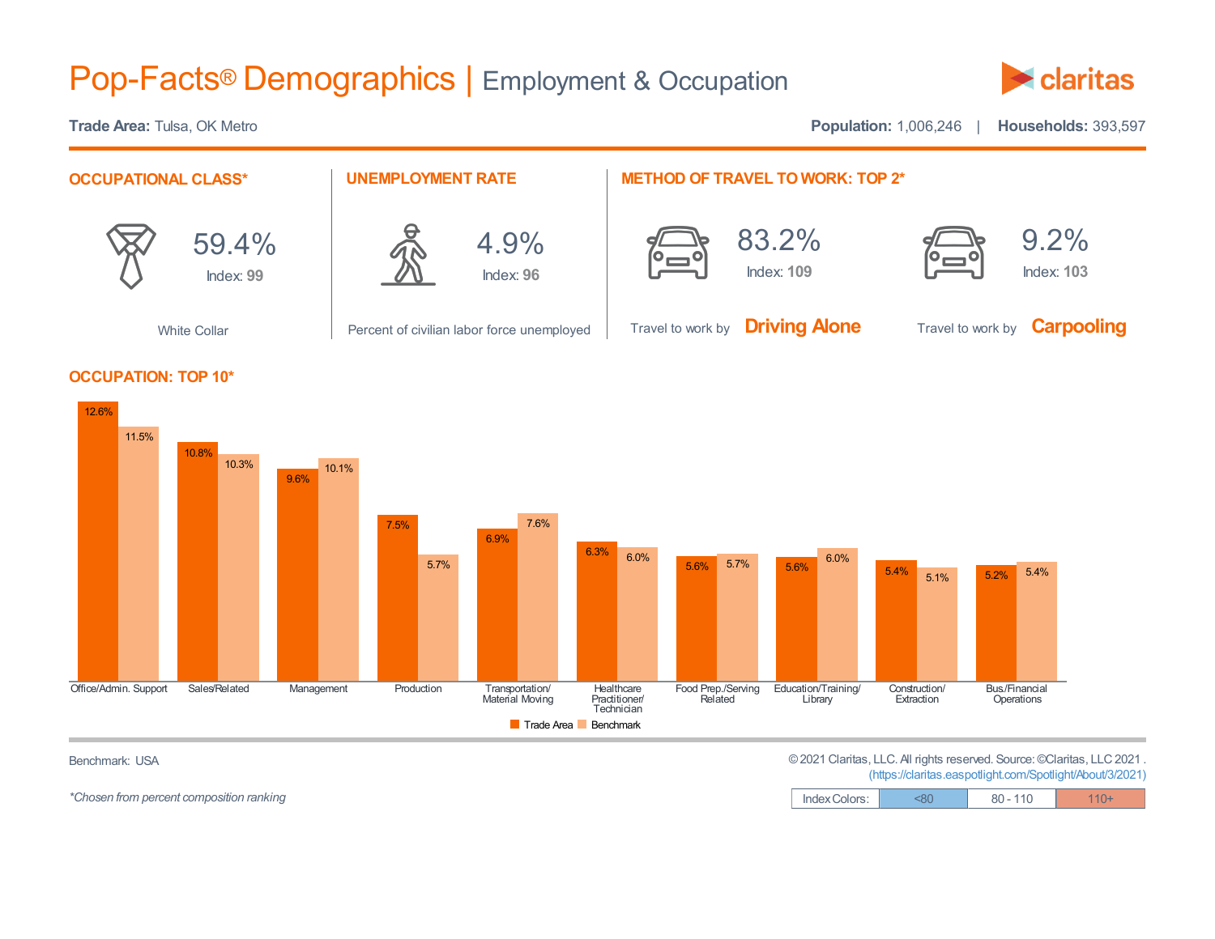# Pop-Facts® Demographics | Employment & Occupation

**Trade Area:** Tulsa, OK Metro

**Population:** 1,006,246 | **Households:** 393,597

## OCCUPATIONAL CLASS*

59.4%

Index: **99**

White Collar

## UNEMPLOYMENT RATE

4.9%

Index: **96**

Percent of civilian labor force unemployed

## METHOD OF TRAVEL TO WORK: TOP 2*

83.2%

Index: **109**

Travel to work by **Driving Alone**

9.2%

Index: **103**

Travel to work by **Carpooling**

## OCCUPATION: TOP 10*

| Occupation | Trade Area | Benchmark |
|---|---|---|
| Office/Admin. Support | 12.6% | 11.5% |
| Sales/Related | 10.8% | 10.3% |
| Management | 9.6% | 10.1% |
| Production | 7.5% | 5.7% |
| Transportation/ Material Moving | 6.9% | 7.6% |
| Healthcare Practitioner/ Technician | 6.3% | 6.0% |
| Food Prep./Serving Related | 5.6% | 5.7% |
| Education/Training/ Library | 5.6% | 6.0% |
| Construction/ Extraction | 5.4% | 5.1% |
| Bus./Financial Operations | 5.2% | 5.4% |

Benchmark: USA

*Chosen from percent composition ranking

© 2021 Claritas, LLC. All rights reserved. Source: ©Claritas, LLC 2021 . (https://claritas.easpotlight.com/Spotlight/About/3/2021)

| Index Colors: | <80 | 80 - 110 | 110+ |
|---|---|---|---|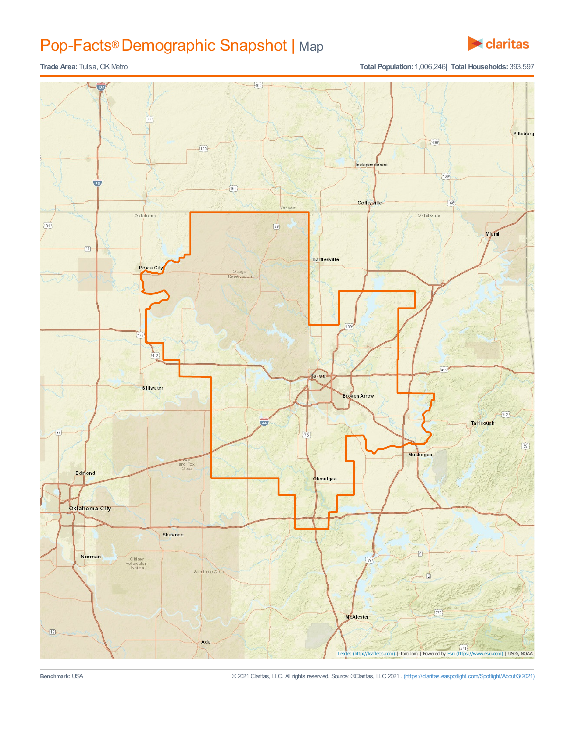# Pop-Facts® Demographic Snapshot | Map

**Trade Area:** Tulsa, OK Metro

**Total Population:** 1,006,246| **Total Households:** 393,597

Leaflet (http://leafletjs.com) | TomTom | Powered by Esri (https://www.esri.com) | USGS, NOAA

**Benchmark:** USA

© 2021 Claritas, LLC. All rights reserved. Source: ©Claritas, LLC 2021 . (https://claritas.easpotlight.com/Spotlight/About/3/2021)